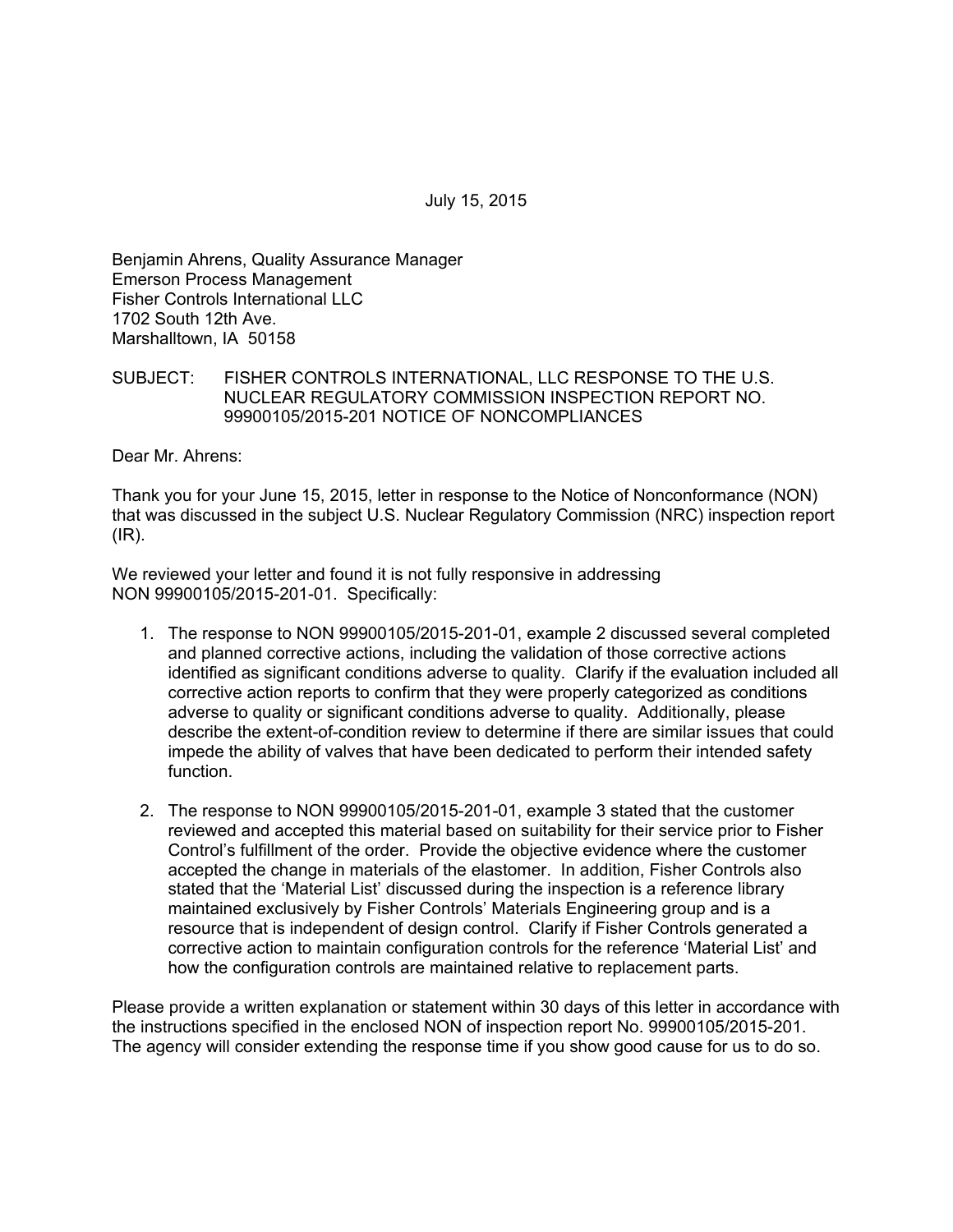July 15, 2015

Benjamin Ahrens, Quality Assurance Manager
Emerson Process Management
Fisher Controls International LLC
1702 South 12th Ave.
Marshalltown, IA 50158

SUBJECT: FISHER CONTROLS INTERNATIONAL, LLC RESPONSE TO THE U.S. NUCLEAR REGULATORY COMMISSION INSPECTION REPORT NO. 99900105/2015-201 NOTICE OF NONCOMPLIANCES

Dear Mr. Ahrens:

Thank you for your June 15, 2015, letter in response to the Notice of Nonconformance (NON) that was discussed in the subject U.S. Nuclear Regulatory Commission (NRC) inspection report (IR).

We reviewed your letter and found it is not fully responsive in addressing NON 99900105/2015-201-01. Specifically:

1. The response to NON 99900105/2015-201-01, example 2 discussed several completed and planned corrective actions, including the validation of those corrective actions identified as significant conditions adverse to quality. Clarify if the evaluation included all corrective action reports to confirm that they were properly categorized as conditions adverse to quality or significant conditions adverse to quality. Additionally, please describe the extent-of-condition review to determine if there are similar issues that could impede the ability of valves that have been dedicated to perform their intended safety function.

2. The response to NON 99900105/2015-201-01, example 3 stated that the customer reviewed and accepted this material based on suitability for their service prior to Fisher Control's fulfillment of the order. Provide the objective evidence where the customer accepted the change in materials of the elastomer. In addition, Fisher Controls also stated that the 'Material List' discussed during the inspection is a reference library maintained exclusively by Fisher Controls' Materials Engineering group and is a resource that is independent of design control. Clarify if Fisher Controls generated a corrective action to maintain configuration controls for the reference 'Material List' and how the configuration controls are maintained relative to replacement parts.

Please provide a written explanation or statement within 30 days of this letter in accordance with the instructions specified in the enclosed NON of inspection report No. 99900105/2015-201. The agency will consider extending the response time if you show good cause for us to do so.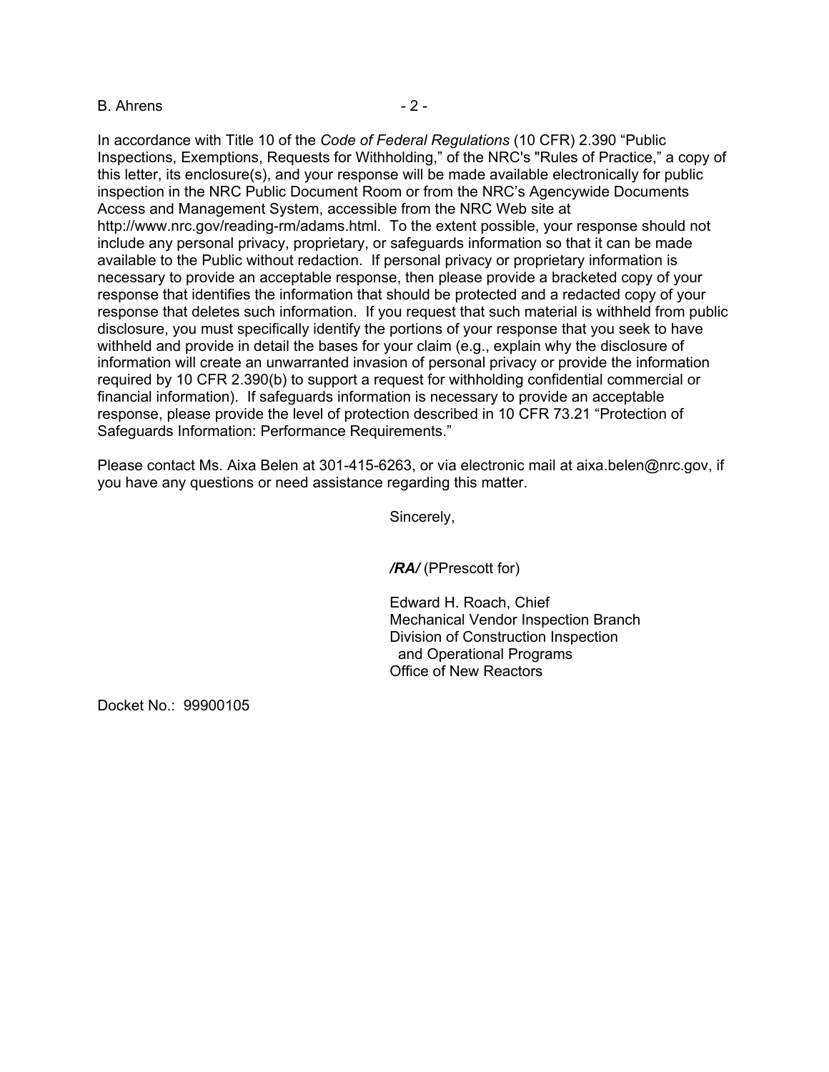In accordance with Title 10 of the *Code of Federal Regulations* (10 CFR) 2.390 "Public Inspections, Exemptions, Requests for Withholding," of the NRC's "Rules of Practice," a copy of this letter, its enclosure(s), and your response will be made available electronically for public inspection in the NRC Public Document Room or from the NRC's Agencywide Documents Access and Management System, accessible from the NRC Web site at http://www.nrc.gov/reading-rm/adams.html. To the extent possible, your response should not include any personal privacy, proprietary, or safeguards information so that it can be made available to the Public without redaction. If personal privacy or proprietary information is necessary to provide an acceptable response, then please provide a bracketed copy of your response that identifies the information that should be protected and a redacted copy of your response that deletes such information. If you request that such material is withheld from public disclosure, you must specifically identify the portions of your response that you seek to have withheld and provide in detail the bases for your claim (e.g., explain why the disclosure of information will create an unwarranted invasion of personal privacy or provide the information required by 10 CFR 2.390(b) to support a request for withholding confidential commercial or financial information). If safeguards information is necessary to provide an acceptable response, please provide the level of protection described in 10 CFR 73.21 "Protection of Safeguards Information: Performance Requirements."

Please contact Ms. Aixa Belen at 301-415-6263, or via electronic mail at aixa.belen@nrc.gov, if you have any questions or need assistance regarding this matter.

Sincerely,

***/RA/*** (PPrescott for)

Edward H. Roach, Chief
Mechanical Vendor Inspection Branch
Division of Construction Inspection
and Operational Programs
Office of New Reactors

Docket No.: 99900105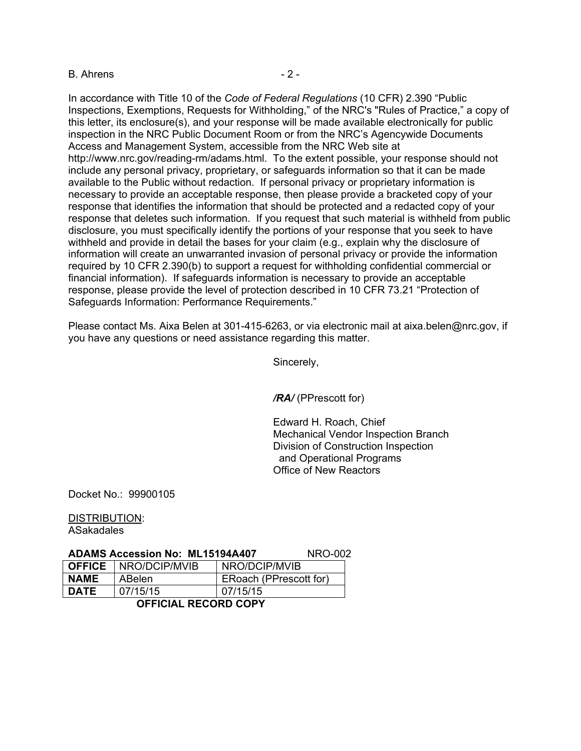In accordance with Title 10 of the *Code of Federal Regulations* (10 CFR) 2.390 "Public Inspections, Exemptions, Requests for Withholding," of the NRC's "Rules of Practice," a copy of this letter, its enclosure(s), and your response will be made available electronically for public inspection in the NRC Public Document Room or from the NRC's Agencywide Documents Access and Management System, accessible from the NRC Web site at http://www.nrc.gov/reading-rm/adams.html. To the extent possible, your response should not include any personal privacy, proprietary, or safeguards information so that it can be made available to the Public without redaction. If personal privacy or proprietary information is necessary to provide an acceptable response, then please provide a bracketed copy of your response that identifies the information that should be protected and a redacted copy of your response that deletes such information. If you request that such material is withheld from public disclosure, you must specifically identify the portions of your response that you seek to have withheld and provide in detail the bases for your claim (e.g., explain why the disclosure of information will create an unwarranted invasion of personal privacy or provide the information required by 10 CFR 2.390(b) to support a request for withholding confidential commercial or financial information). If safeguards information is necessary to provide an acceptable response, please provide the level of protection described in 10 CFR 73.21 "Protection of Safeguards Information: Performance Requirements."

Please contact Ms. Aixa Belen at 301-415-6263, or via electronic mail at aixa.belen@nrc.gov, if you have any questions or need assistance regarding this matter.

Sincerely,

***/RA/*** (PPrescott for)

Edward H. Roach, Chief
Mechanical Vendor Inspection Branch
Division of Construction Inspection
and Operational Programs
Office of New Reactors

Docket No.: 99900105

DISTRIBUTION:
ASakadales

**ADAMS Accession No: ML15194A407** NRO-002

| **OFFICE** | NRO/DCIP/MVIB | NRO/DCIP/MVIB |
|---|---|---|
| **NAME** | ABelen | ERoach (PPrescott for) |
| **DATE** | 07/15/15 | 07/15/15 |

**OFFICIAL RECORD COPY**